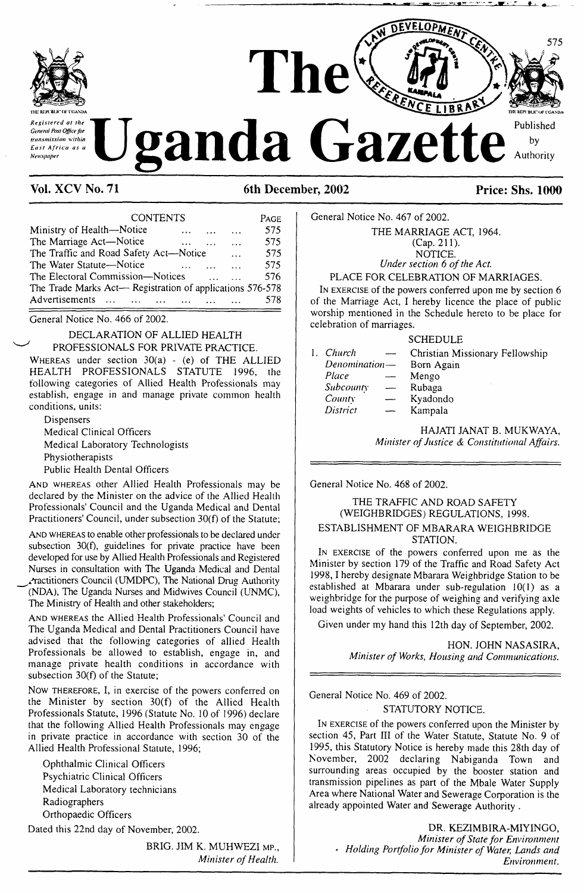# The Uganda Gazette

Registered at the General Post Office for transmission within East Africa as a Newspaper

Published by Authority

**Vol. XCV No. 71** | **6th December, 2002** | **Price: Shs. 1000**

CONTENTS

| | PAGE |
|---|---|
| Ministry of Health—Notice ... ... ... | 575 |
| The Marriage Act—Notice ... ... ... | 575 |
| The Traffic and Road Safety Act—Notice ... | 575 |
| The Water Statute—Notice ... ... ... | 575 |
| The Electoral Commission—Notices ... ... | 576 |
| The Trade Marks Act— Registration of applications | 576-578 |
| Advertisements ... ... ... ... ... ... | 578 |

General Notice No. 466 of 2002.

## DECLARATION OF ALLIED HEALTH PROFESSIONALS FOR PRIVATE PRACTICE.

WHEREAS under section 30(a) - (e) of THE ALLIED HEALTH PROFESSIONALS STATUTE 1996, the following categories of Allied Health Professionals may establish, engage in and manage private common health conditions, units:

- Dispensers
- Medical Clinical Officers
- Medical Laboratory Technologists
- Physiotherapists
- Public Health Dental Officers

AND WHEREAS other Allied Health Professionals may be declared by the Minister on the advice of the Allied Health Professionals' Council and the Uganda Medical and Dental Practitioners' Council, under subsection 30(f) of the Statute;

AND WHEREAS to enable other professionals to be declared under subsection 30(f), guidelines for private practice have been developed for use by Allied Health Professionals and Registered Nurses in consultation with The Uganda Medical and Dental Practitioners Council (UMDPC), The National Drug Authority (NDA), The Uganda Nurses and Midwives Council (UNMC), The Ministry of Health and other stakeholders;

AND WHEREAS the Allied Health Professionals' Council and The Uganda Medical and Dental Practitioners Council have advised that the following categories of allied Health Professionals be allowed to establish, engage in, and manage private health conditions in accordance with subsection 30(f) of the Statute;

NOW THEREFORE, I, in exercise of the powers conferred on the Minister by section 30(f) of the Allied Health Professionals Statute, 1996 (Statute No. 10 of 1996) declare that the following Allied Health Professionals may engage in private practice in accordance with section 30 of the Allied Health Professional Statute, 1996;

- Ophthalmic Clinical Officers
- Psychiatric Clinical Officers
- Medical Laboratory technicians
- Radiographers
- Orthopaedic Officers

Dated this 22nd day of November, 2002.

BRIG. JIM K. MUHWEZI MP.,
*Minister of Health.*

General Notice No. 467 of 2002.

## THE MARRIAGE ACT, 1964.
(Cap. 211).
NOTICE.
*Under section 6 of the Act.*

### PLACE FOR CELEBRATION OF MARRIAGES.

IN EXERCISE of the powers conferred upon me by section 6 of the Marriage Act, I hereby licence the place of public worship mentioned in the Schedule hereto to be place for celebration of marriages.

SCHEDULE

1. *Church* — Christian Missionary Fellowship
   *Denomination* — Born Again
   *Place* — Mengo
   *Subcounty* — Rubaga
   *County* — Kyadondo
   *District* — Kampala

HAJATI JANAT B. MUKWAYA,
*Minister of Justice & Constitutional Affairs.*

General Notice No. 468 of 2002.

## THE TRAFFIC AND ROAD SAFETY (WEIGHBRIDGES) REGULATIONS, 1998.

### ESTABLISHMENT OF MBARARA WEIGHBRIDGE STATION.

IN EXERCISE of the powers conferred upon me as the Minister by section 179 of the Traffic and Road Safety Act 1998, I hereby designate Mbarara Weighbridge Station to be established at Mbarara under sub-regulation 10(1) as a weighbridge for the purpose of weighing and verifying axle load weights of vehicles to which these Regulations apply.

Given under my hand this 12th day of September, 2002.

HON. JOHN NASASIRA,
*Minister of Works, Housing and Communications.*

General Notice No. 469 of 2002.

## STATUTORY NOTICE.

IN EXERCISE of the powers conferred upon the Minister by section 45, Part III of the Water Statute, Statute No. 9 of 1995, this Statutory Notice is hereby made this 28th day of November, 2002 declaring Nabiganda Town and surrounding areas occupied by the booster station and transmission pipelines as part of the Mbale Water Supply Area where National Water and Sewerage Corporation is the already appointed Water and Sewerage Authority.

DR. KEZIMBIRA-MIYINGO,
*Minister of State for Environment*
*Holding Portfolio for Minister of Water, Lands and Environment.*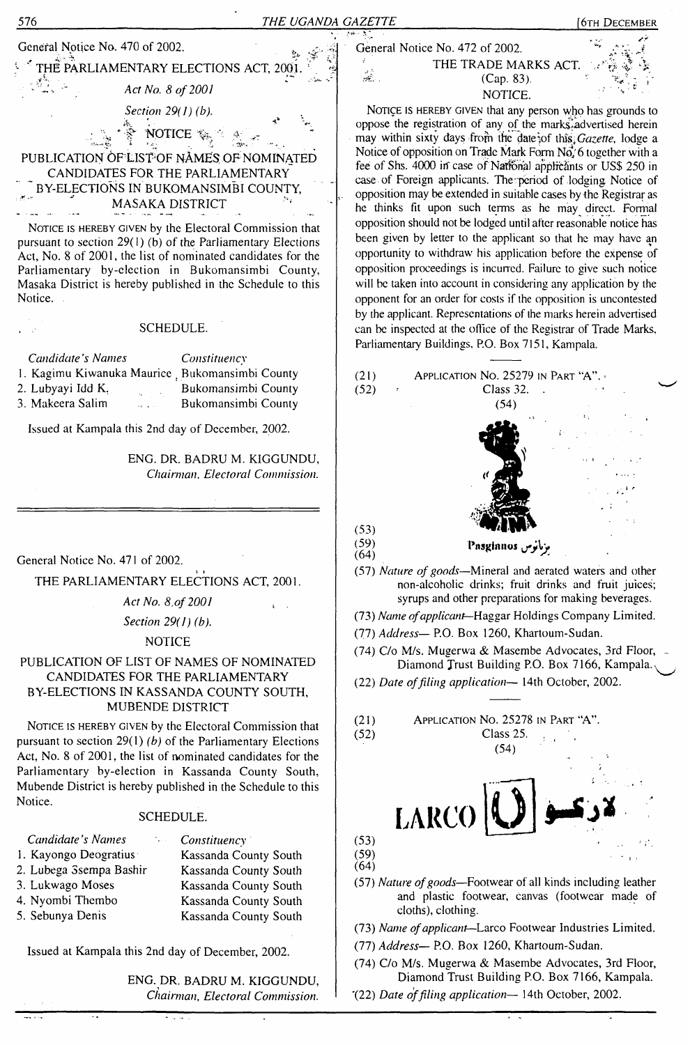General Notice No. 470 of 2002.

## THE PARLIAMENTARY ELECTIONS ACT, 2001.

*Act No. 8 of 2001*

*Section 29(1) (b).*

NOTICE

### PUBLICATION OF LIST OF NAMES OF NOMINATED CANDIDATES FOR THE PARLIAMENTARY BY-ELECTIONS IN BUKOMANSIMBI COUNTY, MASAKA DISTRICT

NOTICE IS HEREBY GIVEN by the Electoral Commission that pursuant to section 29(1) (b) of the Parliamentary Elections Act, No. 8 of 2001, the list of nominated candidates for the Parliamentary by-election in Bukomansimbi County, Masaka District is hereby published in the Schedule to this Notice.

SCHEDULE.

| *Candidate's Names* | *Constituency* |
|---|---|
| 1. Kagimu Kiwanuka Maurice | Bukomansimbi County |
| 2. Lubyayi Idd K. | Bukomansimbi County |
| 3. Makeera Salim | Bukomansimbi County |

Issued at Kampala this 2nd day of December, 2002.

ENG. DR. BADRU M. KIGGUNDU,
*Chairman, Electoral Commission.*

---

General Notice No. 471 of 2002.

## THE PARLIAMENTARY ELECTIONS ACT, 2001.

*Act No. 8 of 2001*

*Section 29(1) (b).*

NOTICE

### PUBLICATION OF LIST OF NAMES OF NOMINATED CANDIDATES FOR THE PARLIAMENTARY BY-ELECTIONS IN KASSANDA COUNTY SOUTH, MUBENDE DISTRICT

NOTICE IS HEREBY GIVEN by the Electoral Commission that pursuant to section 29(1) *(b)* of the Parliamentary Elections Act, No. 8 of 2001, the list of nominated candidates for the Parliamentary by-election in Kassanda County South, Mubende District is hereby published in the Schedule to this Notice.

SCHEDULE.

| *Candidate's Names* | *Constituency* |
|---|---|
| 1. Kayongo Deogratius | Kassanda County South |
| 2. Lubega Ssempa Bashir | Kassanda County South |
| 3. Lukwago Moses | Kassanda County South |
| 4. Nyombi Thembo | Kassanda County South |
| 5. Sebunya Denis | Kassanda County South |

Issued at Kampala this 2nd day of December, 2002.

ENG. DR. BADRU M. KIGGUNDU,
*Chairman, Electoral Commission.*

---

General Notice No. 472 of 2002.

## THE TRADE MARKS ACT.

(Cap. 83).

NOTICE.

NOTICE IS HEREBY GIVEN that any person who has grounds to oppose the registration of any of the marks advertised herein may within sixty days from the date of this *Gazette*, lodge a Notice of opposition on Trade Mark Form No. 6 together with a fee of Shs. 4000 in case of National applicants or US$ 250 in case of Foreign applicants. The period of lodging Notice of opposition may be extended in suitable cases by the Registrar as he thinks fit upon such terms as he may direct. Formal opposition should not be lodged until after reasonable notice has been given by letter to the applicant so that he may have an opportunity to withdraw his application before the expense of opposition proceedings is incurred. Failure to give such notice will be taken into account in considering any application by the opponent for an order for costs if the opposition is uncontested by the applicant. Representations of the marks herein advertised can be inspected at the office of the Registrar of Trade Marks, Parliamentary Buildings, P.O. Box 7151, Kampala.

(21) APPLICATION NO. 25279 IN PART "A".
(52) Class 32.
(54)

MIMA

Pasginos بزاينوس

(53)
(59)
(64)

(57) *Nature of goods*—Mineral and aerated waters and other non-alcoholic drinks; fruit drinks and fruit juices; syrups and other preparations for making beverages.

(73) *Name of applicant*—Haggar Holdings Company Limited.

(77) *Address*— P.O. Box 1260, Khartoum-Sudan.

(74) C/o M/s. Mugerwa & Masembe Advocates, 3rd Floor, Diamond Trust Building P.O. Box 7166, Kampala.

(22) *Date of filing application*— 14th October, 2002.

---

(21) APPLICATION NO. 25278 IN PART "A".
(52) Class 25.
(54)

LARCO لاركو

(53)
(59)
(64)

(57) *Nature of goods*—Footwear of all kinds including leather and plastic footwear, canvas (footwear made of cloths), clothing.

(73) *Name of applicant*—Larco Footwear Industries Limited.

(77) *Address*— P.O. Box 1260, Khartoum-Sudan.

(74) C/o M/s. Mugerwa & Masembe Advocates, 3rd Floor, Diamond Trust Building P.O. Box 7166, Kampala.

(22) *Date of filing application*— 14th October, 2002.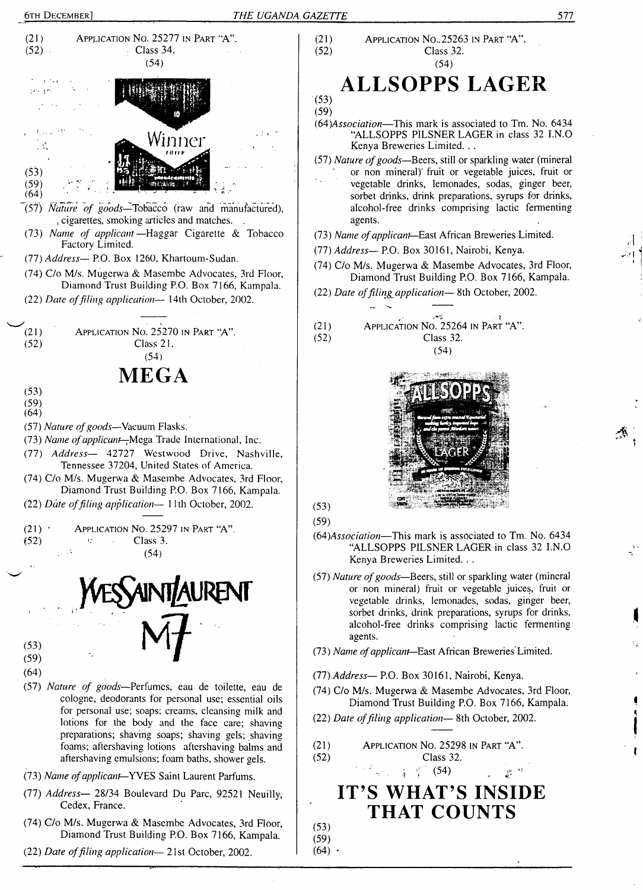(21) APPLICATION NO. 25277 IN PART "A".
(52) Class 34.
(54)

Winner

(53)
(59)
(64)

(57) *Nature of goods*—Tobacco (raw and manufactured), cigarettes, smoking articles and matches.

(73) *Name of applicant* —Haggar Cigarette & Tobacco Factory Limited.

(77) *Address*— P.O. Box 1260, Khartoum-Sudan.

(74) C/o M/s. Mugerwa & Masembe Advocates, 3rd Floor, Diamond Trust Building P.O. Box 7166, Kampala.

(22) *Date of filing application*— 14th October, 2002.

---

(21) APPLICATION NO. 25270 IN PART "A".
(52) Class 21.
(54)

# MEGA

(53)
(59)
(64)

(57) *Nature of goods*—Vacuum Flasks.

(73) *Name of applicant*—Mega Trade International, Inc.

(77) *Address*— 42727 Westwood Drive, Nashville, Tennessee 37204, United States of America.

(74) C/o M/s. Mugerwa & Masembe Advocates, 3rd Floor, Diamond Trust Building P.O. Box 7166, Kampala.

(22) *Date of filing application*— 11th October, 2002.

---

(21) APPLICATION NO. 25297 IN PART "A".
(52) Class 3.
(54)

YVESSAINTLAURENT
M7

(53)
(59)
(64)

(57) *Nature of goods*—Perfumes, eau de toilette, eau de cologne, deodorants for personal use; essential oils for personal use; soaps; creams, cleansing milk and lotions for the body and the face care; shaving preparations; shaving soaps; shaving gels; shaving foams; aftershaving lotions aftershaving balms and aftershaving emulsions; foam baths, shower gels.

(73) *Name of applicant*—YVES Saint Laurent Parfums.

(77) *Address*— 28/34 Boulevard Du Parc, 92521 Neuilly, Cedex, France.

(74) C/o M/s. Mugerwa & Masembe Advocates, 3rd Floor, Diamond Trust Building P.O. Box 7166, Kampala.

(22) *Date of filing application*— 21st October, 2002.

---

(21) APPLICATION NO. 25263 IN PART "A".
(52) Class 32.
(54)

# ALLSOPPS LAGER

(53)
(59)

(64)*Association*—This mark is associated to Tm. No. 6434 "ALLSOPPS PILSNER LAGER in class 32 I.N.O Kenya Breweries Limited. . .

(57) *Nature of goods*—Beers, still or sparkling water (mineral or non mineral) fruit or vegetable juices, fruit or vegetable drinks, lemonades, sodas, ginger beer, sorbet drinks, drink preparations, syrups for drinks, alcohol-free drinks comprising lactic fermenting agents.

(73) *Name of applicant*—East African Breweries Limited.

(77) *Address*— P.O. Box 30161, Nairobi, Kenya.

(74) C/o M/s. Mugerwa & Masembe Advocates, 3rd Floor, Diamond Trust Building P.O. Box 7166, Kampala.

(22) *Date of filing application*— 8th October, 2002.

---

(21) APPLICATION NO. 25264 IN PART "A".
(52) Class 32.
(54)

ALLSOPPS LAGER

(53)
(59)

(64)*Association*—This mark is associated to Tm. No. 6434 "ALLSOPPS PILSNER LAGER in class 32 I.N.O Kenya Breweries Limited. . .

(57) *Nature of goods*—Beers, still or sparkling water (mineral or non mineral) fruit or vegetable juices, fruit or vegetable drinks, lemonades, sodas, ginger beer, sorbet drinks, drink preparations, syrups for drinks, alcohol-free drinks comprising lactic fermenting agents.

(73) *Name of applicant*—East African Breweries Limited.

(77) *Address*— P.O. Box 30161, Nairobi, Kenya.

(74) C/o M/s. Mugerwa & Masembe Advocates, 3rd Floor, Diamond Trust Building P.O. Box 7166, Kampala.

(22) *Date of filing application*— 8th October, 2002.

---

(21) APPLICATION NO. 25298 IN PART "A".
(52) Class 32.
(54)

# IT'S WHAT'S INSIDE THAT COUNTS

(53)
(59)
(64)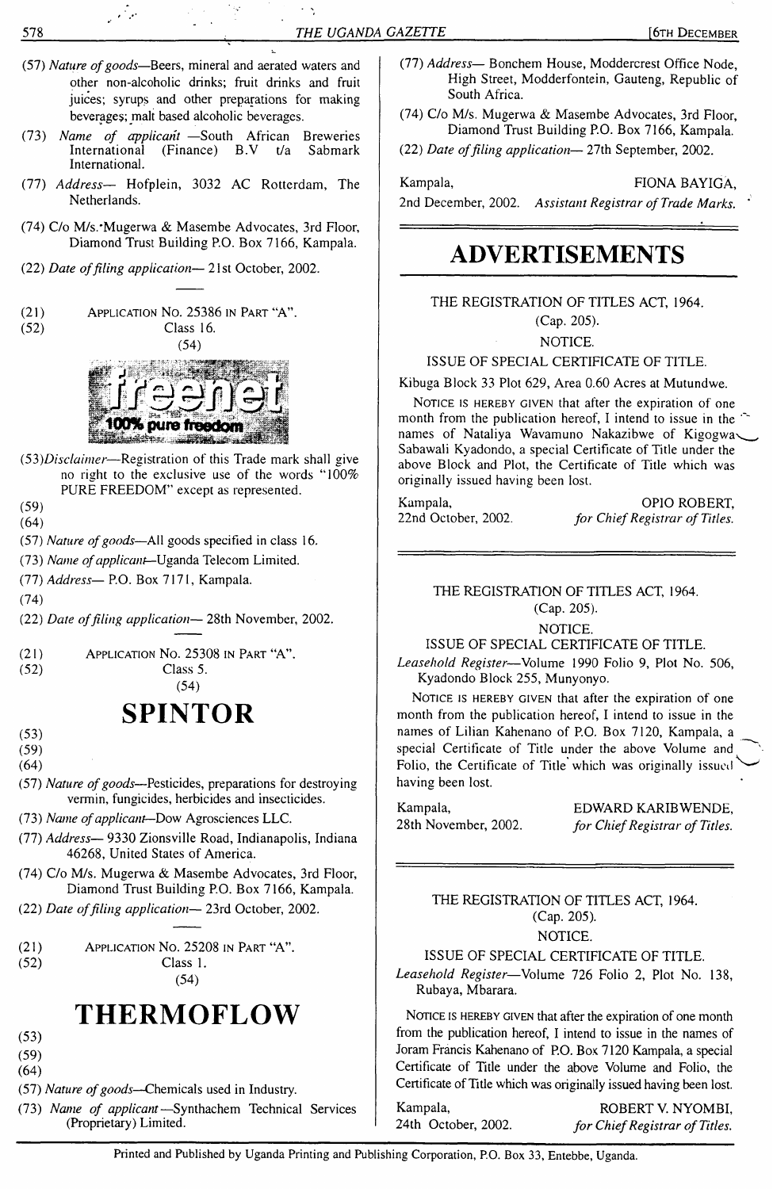(57) *Nature of goods*—Beers, mineral and aerated waters and other non-alcoholic drinks; fruit drinks and fruit juices; syrups and other preparations for making beverages; malt based alcoholic beverages.

(73) *Name of applicant* —South African Breweries International (Finance) B.V t/a Sabmark International.

(77) *Address*— Hofplein, 3032 AC Rotterdam, The Netherlands.

(74) C/o M/s. Mugerwa & Masembe Advocates, 3rd Floor, Diamond Trust Building P.O. Box 7166, Kampala.

(22) *Date of filing application*— 21st October, 2002.

---

(21) APPLICATION NO. 25386 IN PART "A".

(52) Class 16.

(54)

freenet
100% pure freedom

(53) *Disclaimer*—Registration of this Trade mark shall give no right to the exclusive use of the words "100% PURE FREEDOM" except as represented.

(59)

(64)

(57) *Nature of goods*—All goods specified in class 16.

(73) *Name of applicant*—Uganda Telecom Limited.

(77) *Address*— P.O. Box 7171, Kampala.

(74)

(22) *Date of filing application*— 28th November, 2002.

---

(21) APPLICATION NO. 25308 IN PART "A".

(52) Class 5.

(54)

**SPINTOR**

(53)

(59)

(64)

(57) *Nature of goods*—Pesticides, preparations for destroying vermin, fungicides, herbicides and insecticides.

(73) *Name of applicant*—Dow Agrosciences LLC.

(77) *Address*— 9330 Zionsville Road, Indianapolis, Indiana 46268, United States of America.

(74) C/o M/s. Mugerwa & Masembe Advocates, 3rd Floor, Diamond Trust Building P.O. Box 7166, Kampala.

(22) *Date of filing application*— 23rd October, 2002.

---

(21) APPLICATION NO. 25208 IN PART "A".

(52) Class 1.

(54)

**THERMOFLOW**

(53)

(59)

(64)

(57) *Nature of goods*—Chemicals used in Industry.

(73) *Name of applicant*—Synthachem Technical Services (Proprietary) Limited.

(77) *Address*— Bonchem House, Moddercrest Office Node, High Street, Modderfontein, Gauteng, Republic of South Africa.

(74) C/o M/s. Mugerwa & Masembe Advocates, 3rd Floor, Diamond Trust Building P.O. Box 7166, Kampala.

(22) *Date of filing application*— 27th September, 2002.

Kampala, 2nd December, 2002.

FIONA BAYIGA,
*Assistant Registrar of Trade Marks.*

# ADVERTISEMENTS

THE REGISTRATION OF TITLES ACT, 1964.
(Cap. 205).
NOTICE.
ISSUE OF SPECIAL CERTIFICATE OF TITLE.

Kibuga Block 33 Plot 629, Area 0.60 Acres at Mutundwe.

NOTICE IS HEREBY GIVEN that after the expiration of one month from the publication hereof, I intend to issue in the names of Nataliya Wavamuno Nakazibwe of Kigogwa Sabawali Kyadondo, a special Certificate of Title under the above Block and Plot, the Certificate of Title which was originally issued having been lost.

Kampala, 22nd October, 2002.

OPIO ROBERT,
*for Chief Registrar of Titles.*

---

THE REGISTRATION OF TITLES ACT, 1964.
(Cap. 205).
NOTICE.
ISSUE OF SPECIAL CERTIFICATE OF TITLE.

*Leasehold Register*—Volume 1990 Folio 9, Plot No. 506, Kyadondo Block 255, Munyonyo.

NOTICE IS HEREBY GIVEN that after the expiration of one month from the publication hereof, I intend to issue in the names of Lilian Kahenano of P.O. Box 7120, Kampala, a special Certificate of Title under the above Volume and Folio, the Certificate of Title which was originally issued having been lost.

Kampala, 28th November, 2002.

EDWARD KARIBWENDE,
*for Chief Registrar of Titles.*

---

THE REGISTRATION OF TITLES ACT, 1964.
(Cap. 205).
NOTICE.
ISSUE OF SPECIAL CERTIFICATE OF TITLE.

*Leasehold Register*—Volume 726 Folio 2, Plot No. 138, Rubaya, Mbarara.

NOTICE IS HEREBY GIVEN that after the expiration of one month from the publication hereof, I intend to issue in the names of Joram Francis Kahenano of P.O. Box 7120 Kampala, a special Certificate of Title under the above Volume and Folio, the Certificate of Title which was originally issued having been lost.

Kampala, 24th October, 2002.

ROBERT V. NYOMBI,
*for Chief Registrar of Titles.*

Printed and Published by Uganda Printing and Publishing Corporation, P.O. Box 33, Entebbe, Uganda.